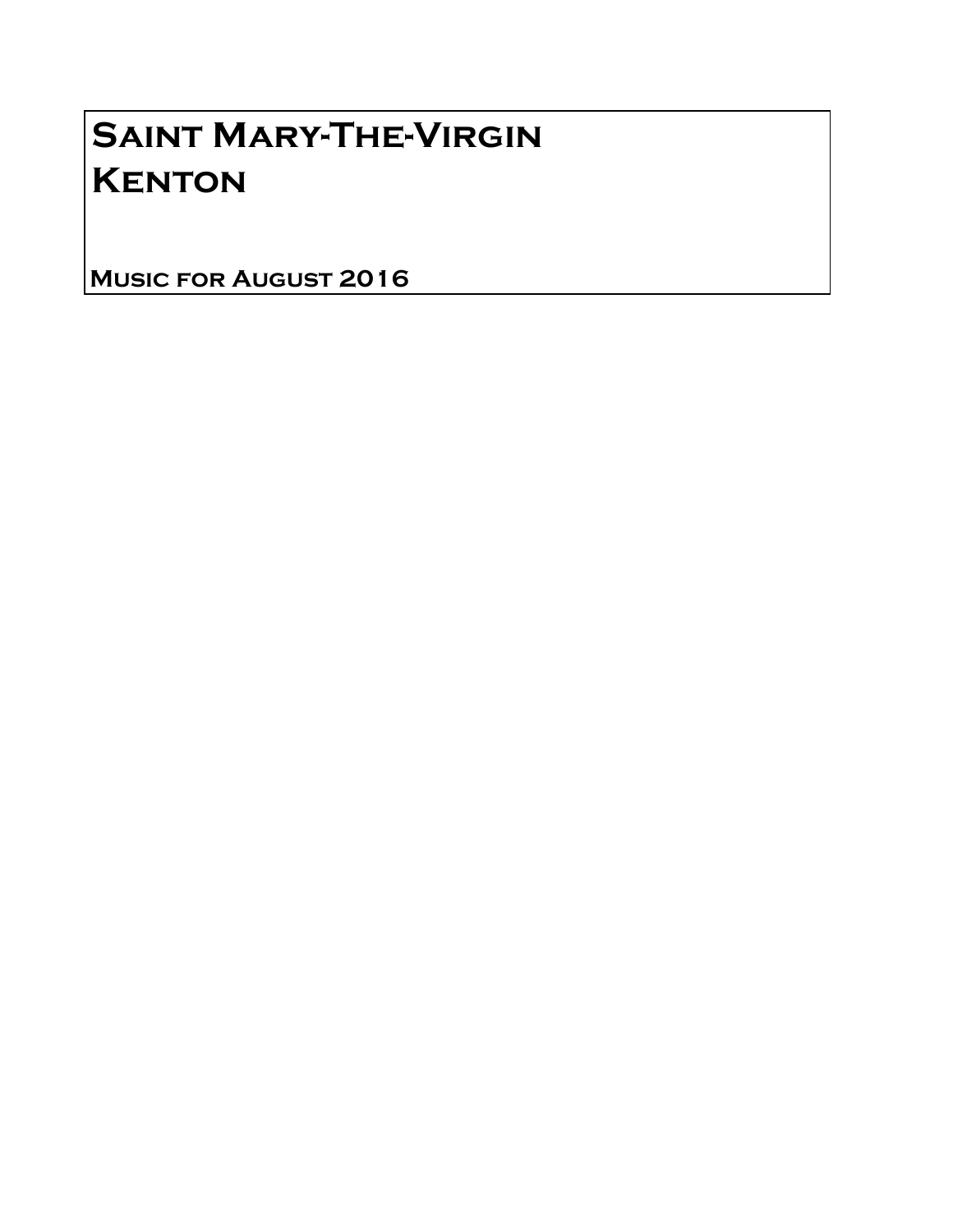# Saint Mary-The-Virgin
# Kenton

**Music for August 2016**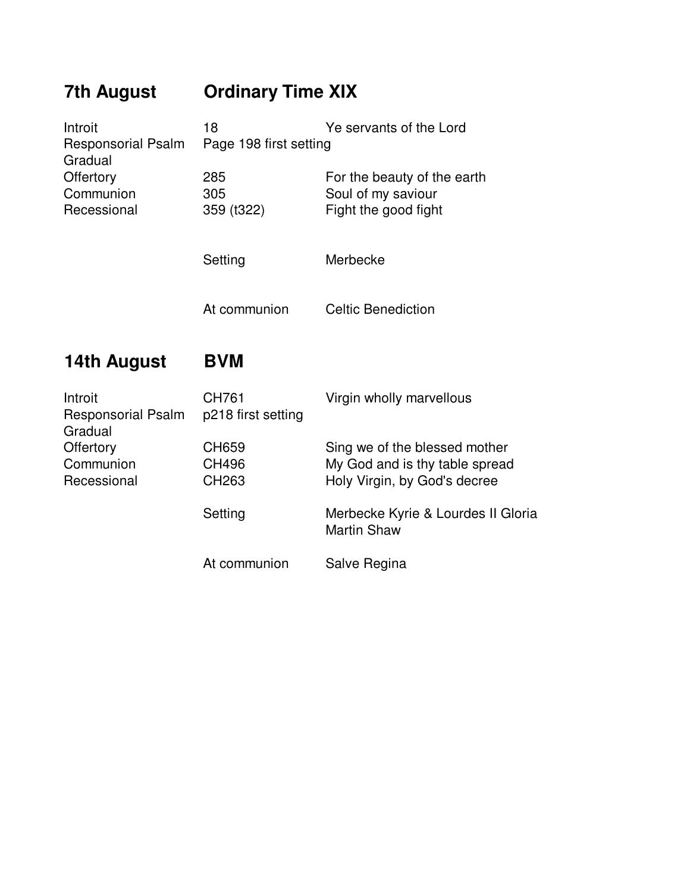## 7th August Ordinary Time XIX

| | | |
|---|---|---|
| Introit | 18 | Ye servants of the Lord |
| Responsorial Psalm | Page 198 first setting | |
| Gradual | | |
| Offertory | 285 | For the beauty of the earth |
| Communion | 305 | Soul of my saviour |
| Recessional | 359 (t322) | Fight the good fight |
| | Setting | Merbecke |
| | At communion | Celtic Benediction |

## 14th August BVM

| | | |
|---|---|---|
| Introit | CH761 | Virgin wholly marvellous |
| Responsorial Psalm | p218 first setting | |
| Gradual | | |
| Offertory | CH659 | Sing we of the blessed mother |
| Communion | CH496 | My God and is thy table spread |
| Recessional | CH263 | Holy Virgin, by God's decree |
| | Setting | Merbecke Kyrie & Lourdes II Gloria<br>Martin Shaw |
| | At communion | Salve Regina |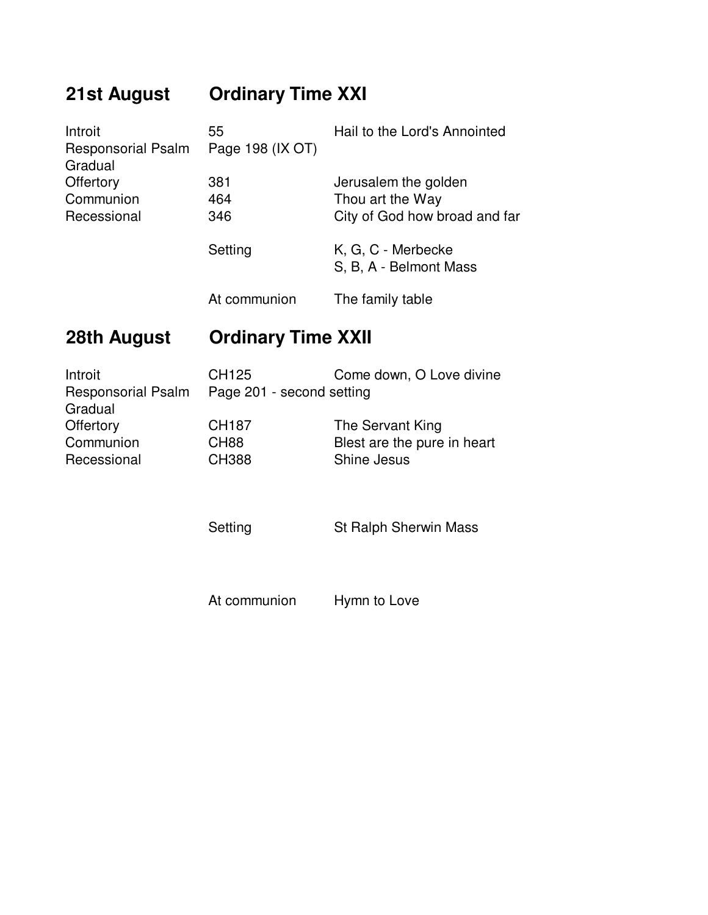## 21st August — Ordinary Time XXI

| | | |
|---|---|---|
| Introit | 55 | Hail to the Lord's Annointed |
| Responsorial Psalm | Page 198 (IX OT) | |
| Gradual | | |
| Offertory | 381 | Jerusalem the golden |
| Communion | 464 | Thou art the Way |
| Recessional | 346 | City of God how broad and far |
| | Setting | K, G, C - Merbecke |
| | | S, B, A - Belmont Mass |
| | At communion | The family table |

## 28th August — Ordinary Time XXII

| | | |
|---|---|---|
| Introit | CH125 | Come down, O Love divine |
| Responsorial Psalm | Page 201 - second setting | |
| Gradual | | |
| Offertory | CH187 | The Servant King |
| Communion | CH88 | Blest are the pure in heart |
| Recessional | CH388 | Shine Jesus |
| | Setting | St Ralph Sherwin Mass |
| | At communion | Hymn to Love |